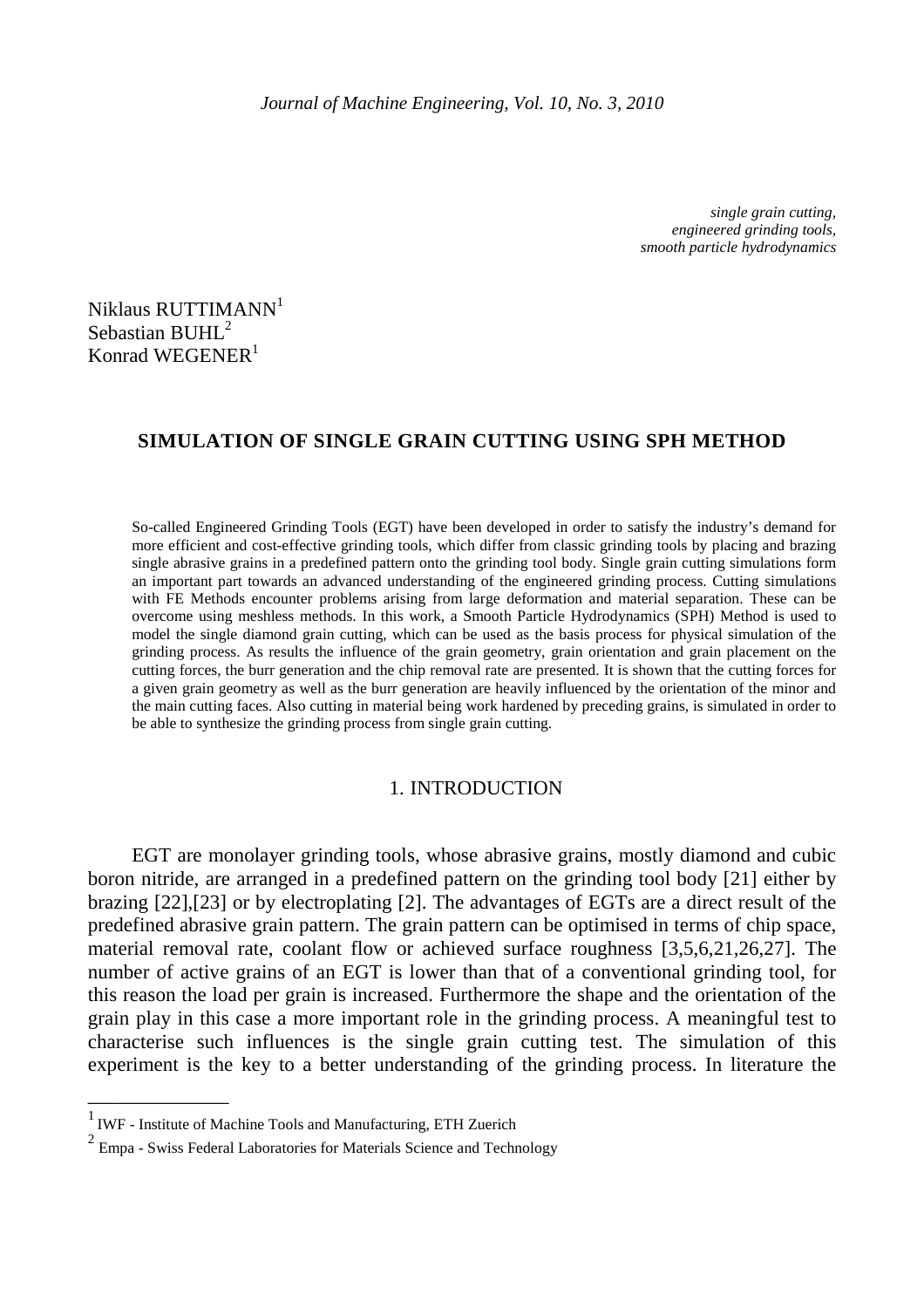*single grain cutting,*
*engineered grinding tools,*
*smooth particle hydrodynamics*

Niklaus RUTTIMANN[1]
Sebastian BUHL[2]
Konrad WEGENER[1]

# SIMULATION OF SINGLE GRAIN CUTTING USING SPH METHOD

So-called Engineered Grinding Tools (EGT) have been developed in order to satisfy the industry's demand for more efficient and cost-effective grinding tools, which differ from classic grinding tools by placing and brazing single abrasive grains in a predefined pattern onto the grinding tool body. Single grain cutting simulations form an important part towards an advanced understanding of the engineered grinding process. Cutting simulations with FE Methods encounter problems arising from large deformation and material separation. These can be overcome using meshless methods. In this work, a Smooth Particle Hydrodynamics (SPH) Method is used to model the single diamond grain cutting, which can be used as the basis process for physical simulation of the grinding process. As results the influence of the grain geometry, grain orientation and grain placement on the cutting forces, the burr generation and the chip removal rate are presented. It is shown that the cutting forces for a given grain geometry as well as the burr generation are heavily influenced by the orientation of the minor and the main cutting faces. Also cutting in material being work hardened by preceding grains, is simulated in order to be able to synthesize the grinding process from single grain cutting.

## 1. INTRODUCTION

EGT are monolayer grinding tools, whose abrasive grains, mostly diamond and cubic boron nitride, are arranged in a predefined pattern on the grinding tool body [21] either by brazing [22],[23] or by electroplating [2]. The advantages of EGTs are a direct result of the predefined abrasive grain pattern. The grain pattern can be optimised in terms of chip space, material removal rate, coolant flow or achieved surface roughness [3,5,6,21,26,27]. The number of active grains of an EGT is lower than that of a conventional grinding tool, for this reason the load per grain is increased. Furthermore the shape and the orientation of the grain play in this case a more important role in the grinding process. A meaningful test to characterise such influences is the single grain cutting test. The simulation of this experiment is the key to a better understanding of the grinding process. In literature the

[1] IWF - Institute of Machine Tools and Manufacturing, ETH Zuerich

[2] Empa - Swiss Federal Laboratories for Materials Science and Technology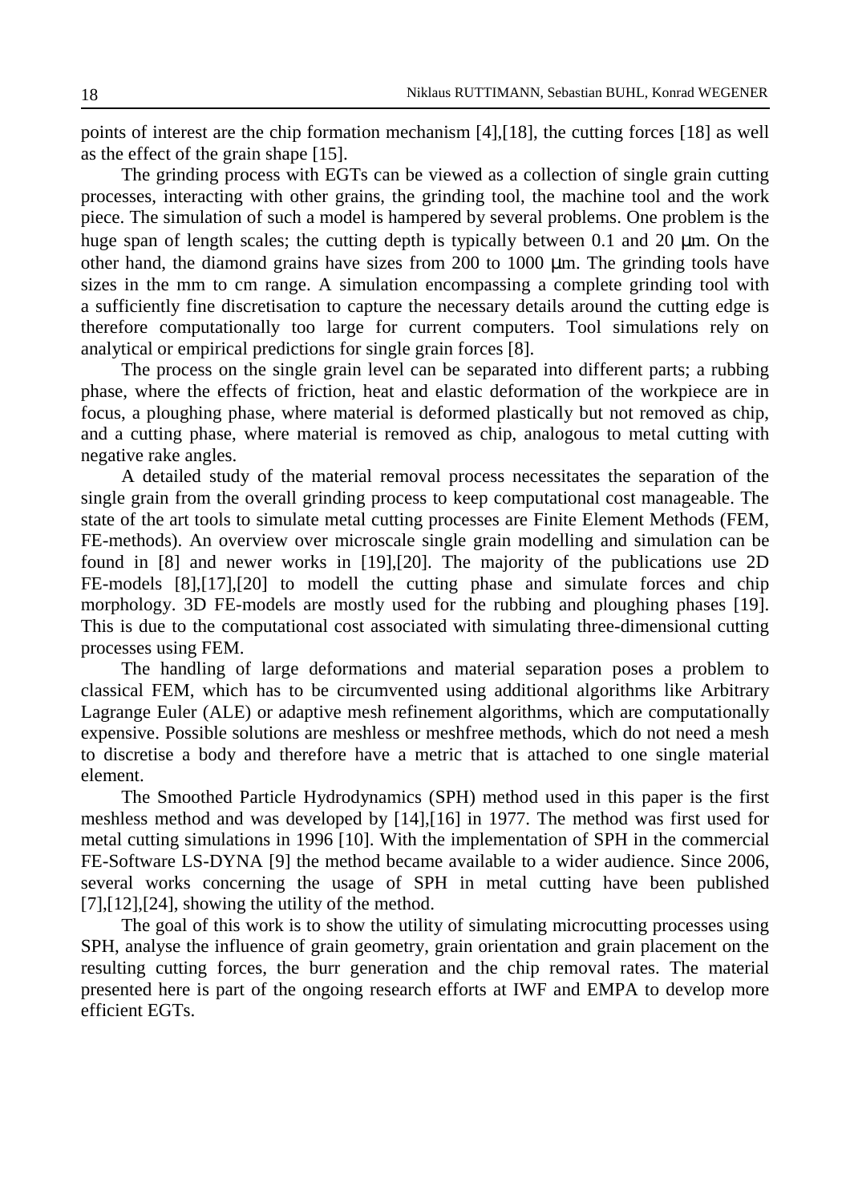points of interest are the chip formation mechanism [4],[18], the cutting forces [18] as well as the effect of the grain shape [15].

The grinding process with EGTs can be viewed as a collection of single grain cutting processes, interacting with other grains, the grinding tool, the machine tool and the work piece. The simulation of such a model is hampered by several problems. One problem is the huge span of length scales; the cutting depth is typically between 0.1 and 20 μm. On the other hand, the diamond grains have sizes from 200 to 1000 μm. The grinding tools have sizes in the mm to cm range. A simulation encompassing a complete grinding tool with a sufficiently fine discretisation to capture the necessary details around the cutting edge is therefore computationally too large for current computers. Tool simulations rely on analytical or empirical predictions for single grain forces [8].

The process on the single grain level can be separated into different parts; a rubbing phase, where the effects of friction, heat and elastic deformation of the workpiece are in focus, a ploughing phase, where material is deformed plastically but not removed as chip, and a cutting phase, where material is removed as chip, analogous to metal cutting with negative rake angles.

A detailed study of the material removal process necessitates the separation of the single grain from the overall grinding process to keep computational cost manageable. The state of the art tools to simulate metal cutting processes are Finite Element Methods (FEM, FE-methods). An overview over microscale single grain modelling and simulation can be found in [8] and newer works in [19],[20]. The majority of the publications use 2D FE-models [8],[17],[20] to modell the cutting phase and simulate forces and chip morphology. 3D FE-models are mostly used for the rubbing and ploughing phases [19]. This is due to the computational cost associated with simulating three-dimensional cutting processes using FEM.

The handling of large deformations and material separation poses a problem to classical FEM, which has to be circumvented using additional algorithms like Arbitrary Lagrange Euler (ALE) or adaptive mesh refinement algorithms, which are computationally expensive. Possible solutions are meshless or meshfree methods, which do not need a mesh to discretise a body and therefore have a metric that is attached to one single material element.

The Smoothed Particle Hydrodynamics (SPH) method used in this paper is the first meshless method and was developed by [14],[16] in 1977. The method was first used for metal cutting simulations in 1996 [10]. With the implementation of SPH in the commercial FE-Software LS-DYNA [9] the method became available to a wider audience. Since 2006, several works concerning the usage of SPH in metal cutting have been published [7],[12],[24], showing the utility of the method.

The goal of this work is to show the utility of simulating microcutting processes using SPH, analyse the influence of grain geometry, grain orientation and grain placement on the resulting cutting forces, the burr generation and the chip removal rates. The material presented here is part of the ongoing research efforts at IWF and EMPA to develop more efficient EGTs.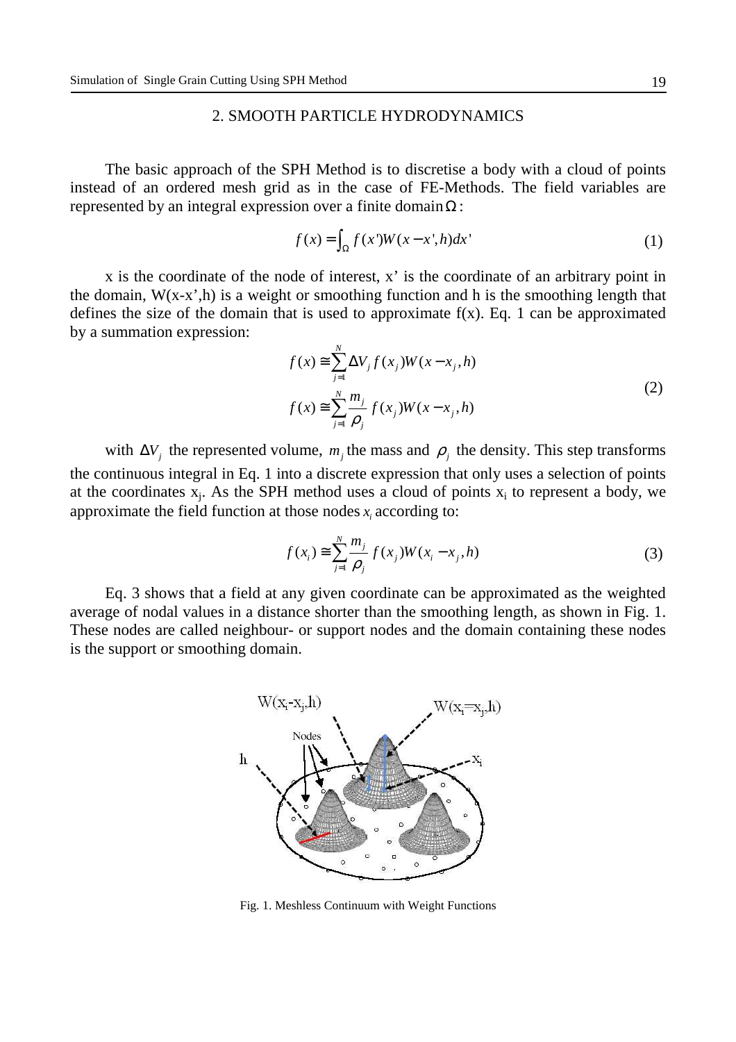## 2. SMOOTH PARTICLE HYDRODYNAMICS

The basic approach of the SPH Method is to discretise a body with a cloud of points instead of an ordered mesh grid as in the case of FE-Methods. The field variables are represented by an integral expression over a finite domain $\Omega$ :

$$f(x) = \int_{\Omega} f(x')W(x - x', h)dx' \tag{1}$$

x is the coordinate of the node of interest, x' is the coordinate of an arbitrary point in the domain, W(x-x',h) is a weight or smoothing function and h is the smoothing length that defines the size of the domain that is used to approximate f(x). Eq. 1 can be approximated by a summation expression:

$$\begin{aligned} f(x) &\cong \sum_{j=1}^{N} \Delta V_j f(x_j) W(x - x_j, h) \\ f(x) &\cong \sum_{j=1}^{N} \frac{m_j}{\rho_j} f(x_j) W(x - x_j, h) \end{aligned} \tag{2}$$

with $\Delta V_j$ the represented volume, $m_j$ the mass and $\rho_j$ the density. This step transforms the continuous integral in Eq. 1 into a discrete expression that only uses a selection of points at the coordinates $x_j$. As the SPH method uses a cloud of points $x_i$ to represent a body, we approximate the field function at those nodes $x_i$ according to:

$$f(x_i) \cong \sum_{j=1}^{N} \frac{m_j}{\rho_j} f(x_j) W(x_i - x_j, h) \tag{3}$$

Eq. 3 shows that a field at any given coordinate can be approximated as the weighted average of nodal values in a distance shorter than the smoothing length, as shown in Fig. 1. These nodes are called neighbour- or support nodes and the domain containing these nodes is the support or smoothing domain.

Fig. 1. Meshless Continuum with Weight Functions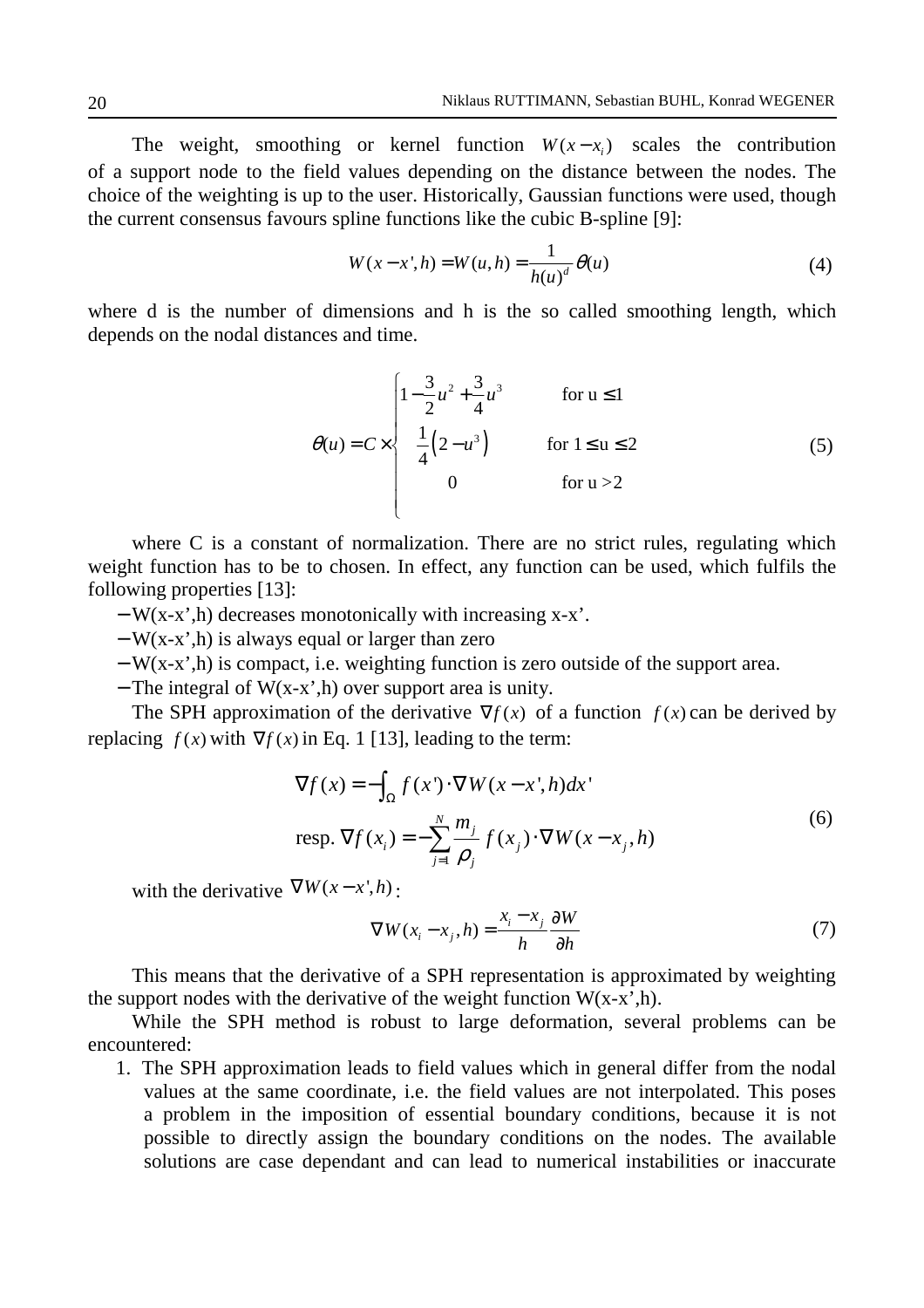The weight, smoothing or kernel function $W(x-x_i)$ scales the contribution of a support node to the field values depending on the distance between the nodes. The choice of the weighting is up to the user. Historically, Gaussian functions were used, though the current consensus favours spline functions like the cubic B-spline [9]:

$$W(x-x',h) = W(u,h) = \frac{1}{h(u)^d}\theta(u) \tag{4}$$

where d is the number of dimensions and h is the so called smoothing length, which depends on the nodal distances and time.

$$\theta(u) = C \times \begin{cases} 1-\frac{3}{2}u^2+\frac{3}{4}u^3 & \text{for } u \le 1 \\ \frac{1}{4}\left(2-u^3\right) & \text{for } 1 \le u \le 2 \\ 0 & \text{for } u > 2 \end{cases} \tag{5}$$

where C is a constant of normalization. There are no strict rules, regulating which weight function has to be to chosen. In effect, any function can be used, which fulfils the following properties [13]:

- W(x-x',h) decreases monotonically with increasing x-x'.
- W(x-x',h) is always equal or larger than zero
- W(x-x',h) is compact, i.e. weighting function is zero outside of the support area.
- The integral of W(x-x',h) over support area is unity.

The SPH approximation of the derivative $\nabla f(x)$ of a function $f(x)$ can be derived by replacing $f(x)$ with $\nabla f(x)$ in Eq. 1 [13], leading to the term:

$$\begin{aligned} &\nabla f(x) = -\int_\Omega f(x')\cdot\nabla W(x-x',h)dx' \\ &\text{resp. } \nabla f(x_i) = -\sum_{j=1}^{N}\frac{m_j}{\rho_j} f(x_j)\cdot\nabla W(x-x_j,h) \end{aligned} \tag{6}$$

with the derivative $\nabla W(x-x',h)$:

$$\nabla W(x_i-x_j,h) = \frac{x_i-x_j}{h}\frac{\partial W}{\partial h} \tag{7}$$

This means that the derivative of a SPH representation is approximated by weighting the support nodes with the derivative of the weight function W(x-x',h).

While the SPH method is robust to large deformation, several problems can be encountered:

1. The SPH approximation leads to field values which in general differ from the nodal values at the same coordinate, i.e. the field values are not interpolated. This poses a problem in the imposition of essential boundary conditions, because it is not possible to directly assign the boundary conditions on the nodes. The available solutions are case dependant and can lead to numerical instabilities or inaccurate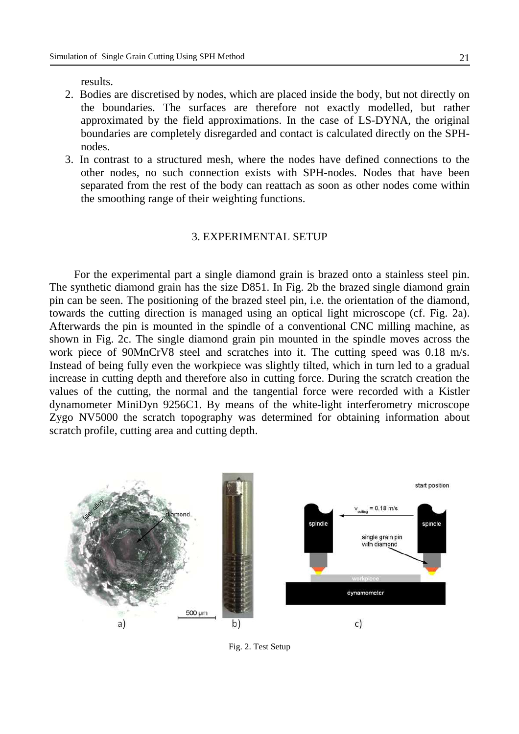results.

2. Bodies are discretised by nodes, which are placed inside the body, but not directly on the boundaries. The surfaces are therefore not exactly modelled, but rather approximated by the field approximations. In the case of LS-DYNA, the original boundaries are completely disregarded and contact is calculated directly on the SPH-nodes.
3. In contrast to a structured mesh, where the nodes have defined connections to the other nodes, no such connection exists with SPH-nodes. Nodes that have been separated from the rest of the body can reattach as soon as other nodes come within the smoothing range of their weighting functions.

## 3. EXPERIMENTAL SETUP

For the experimental part a single diamond grain is brazed onto a stainless steel pin. The synthetic diamond grain has the size D851. In Fig. 2b the brazed single diamond grain pin can be seen. The positioning of the brazed steel pin, i.e. the orientation of the diamond, towards the cutting direction is managed using an optical light microscope (cf. Fig. 2a). Afterwards the pin is mounted in the spindle of a conventional CNC milling machine, as shown in Fig. 2c. The single diamond grain pin mounted in the spindle moves across the work piece of 90MnCrV8 steel and scratches into it. The cutting speed was 0.18 m/s. Instead of being fully even the workpiece was slightly tilted, which in turn led to a gradual increase in cutting depth and therefore also in cutting force. During the scratch creation the values of the cutting, the normal and the tangential force were recorded with a Kistler dynamometer MiniDyn 9256C1. By means of the white-light interferometry microscope Zygo NV5000 the scratch topography was determined for obtaining information about scratch profile, cutting area and cutting depth.

Fig. 2. Test Setup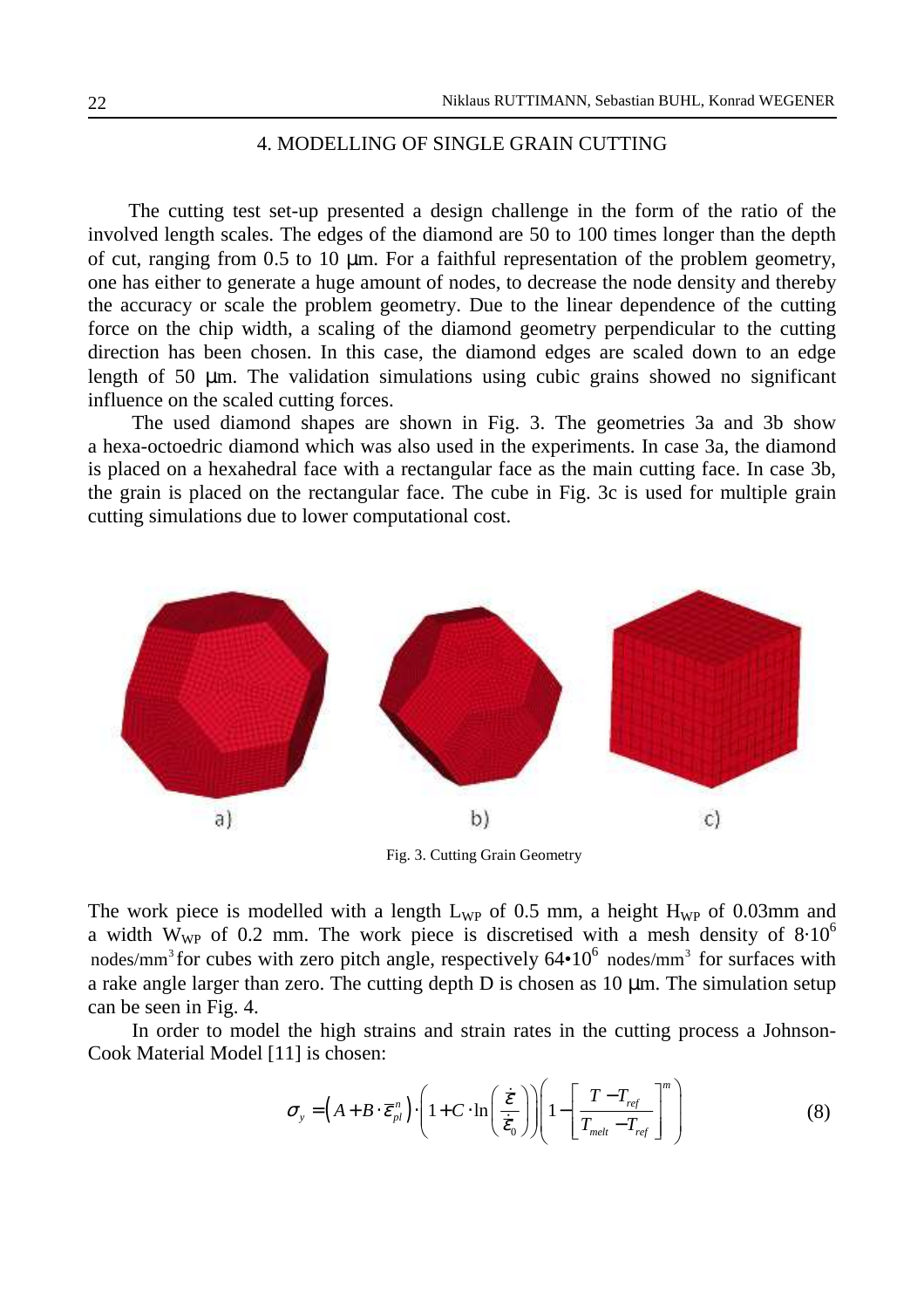## 4. MODELLING OF SINGLE GRAIN CUTTING

The cutting test set-up presented a design challenge in the form of the ratio of the involved length scales. The edges of the diamond are 50 to 100 times longer than the depth of cut, ranging from 0.5 to 10 μm. For a faithful representation of the problem geometry, one has either to generate a huge amount of nodes, to decrease the node density and thereby the accuracy or scale the problem geometry. Due to the linear dependence of the cutting force on the chip width, a scaling of the diamond geometry perpendicular to the cutting direction has been chosen. In this case, the diamond edges are scaled down to an edge length of 50 μm. The validation simulations using cubic grains showed no significant influence on the scaled cutting forces.

The used diamond shapes are shown in Fig. 3. The geometries 3a and 3b show a hexa-octoedric diamond which was also used in the experiments. In case 3a, the diamond is placed on a hexahedral face with a rectangular face as the main cutting face. In case 3b, the grain is placed on the rectangular face. The cube in Fig. 3c is used for multiple grain cutting simulations due to lower computational cost.

a) b) c)

Fig. 3. Cutting Grain Geometry

The work piece is modelled with a length $L_{WP}$ of 0.5 mm, a height $H_{WP}$ of 0.03mm and a width $W_{WP}$ of 0.2 mm. The work piece is discretised with a mesh density of $8 \cdot 10^6$ nodes/mm$^3$ for cubes with zero pitch angle, respectively $64 \cdot 10^6$ nodes/mm$^3$ for surfaces with a rake angle larger than zero. The cutting depth D is chosen as 10 μm. The simulation setup can be seen in Fig. 4.

In order to model the high strains and strain rates in the cutting process a Johnson-Cook Material Model [11] is chosen:

$$\sigma_y = \left(A + B \cdot \bar{\varepsilon}_{pl}^{n}\right) \cdot \left(1 + C \cdot \ln\left(\frac{\dot{\varepsilon}}{\dot{\varepsilon}_0}\right)\right)\left(1 - \left[\frac{T - T_{ref}}{T_{melt} - T_{ref}}\right]^m\right) \tag{8}$$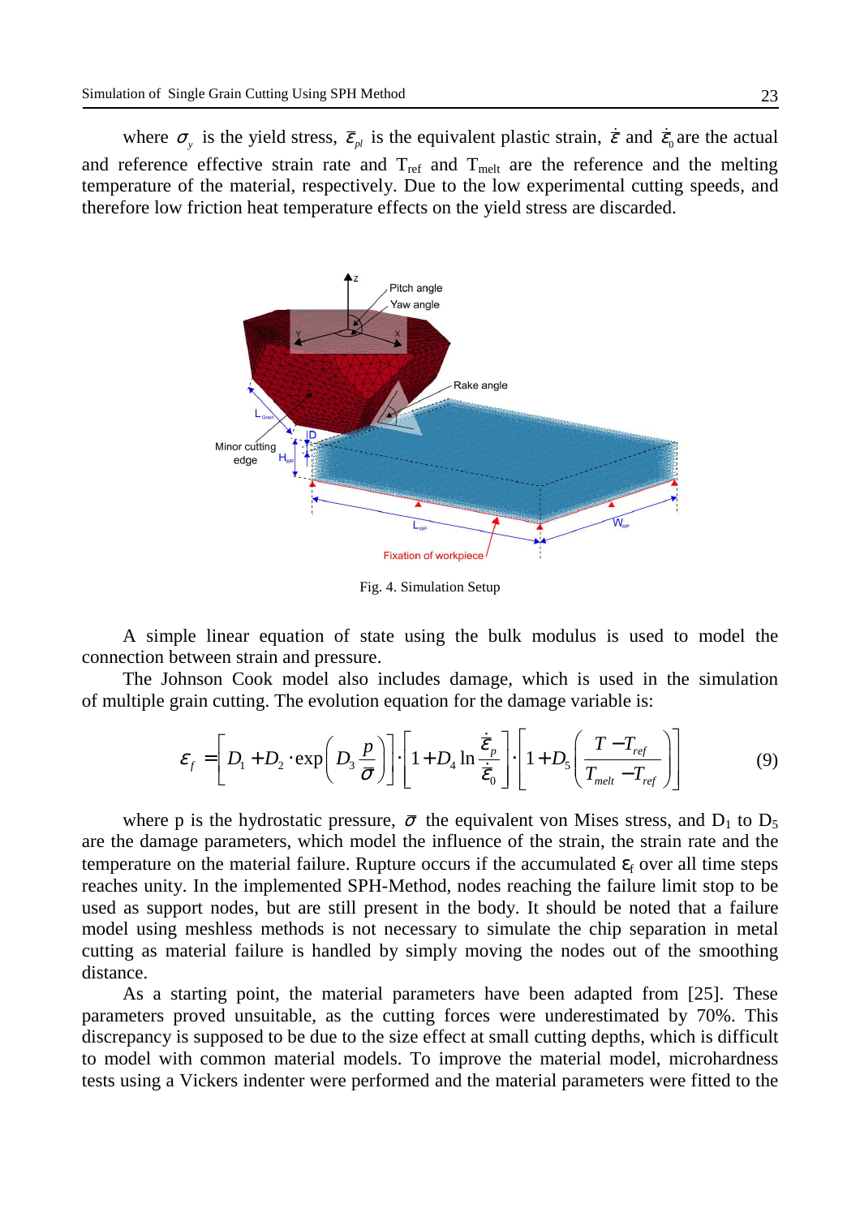where $\sigma_y$ is the yield stress, $\bar{\varepsilon}_{pl}$ is the equivalent plastic strain, $\dot{\varepsilon}$ and $\dot{\bar{\varepsilon}}_0$ are the actual and reference effective strain rate and $T_{ref}$ and $T_{melt}$ are the reference and the melting temperature of the material, respectively. Due to the low experimental cutting speeds, and therefore low friction heat temperature effects on the yield stress are discarded.

Fig. 4. Simulation Setup

A simple linear equation of state using the bulk modulus is used to model the connection between strain and pressure.

The Johnson Cook model also includes damage, which is used in the simulation of multiple grain cutting. The evolution equation for the damage variable is:

$$\varepsilon_f = \left[ D_1 + D_2 \cdot \exp\left( D_3 \frac{p}{\bar{\sigma}} \right) \right] \cdot \left[ 1 + D_4 \ln \frac{\dot{\bar{\varepsilon}}_p}{\dot{\bar{\varepsilon}}_0} \right] \cdot \left[ 1 + D_5 \left( \frac{T - T_{ref}}{T_{melt} - T_{ref}} \right) \right] \tag{9}$$

where p is the hydrostatic pressure, $\bar{\sigma}$ the equivalent von Mises stress, and $D_1$ to $D_5$ are the damage parameters, which model the influence of the strain, the strain rate and the temperature on the material failure. Rupture occurs if the accumulated $\varepsilon_f$ over all time steps reaches unity. In the implemented SPH-Method, nodes reaching the failure limit stop to be used as support nodes, but are still present in the body. It should be noted that a failure model using meshless methods is not necessary to simulate the chip separation in metal cutting as material failure is handled by simply moving the nodes out of the smoothing distance.

As a starting point, the material parameters have been adapted from [25]. These parameters proved unsuitable, as the cutting forces were underestimated by 70%. This discrepancy is supposed to be due to the size effect at small cutting depths, which is difficult to model with common material models. To improve the material model, microhardness tests using a Vickers indenter were performed and the material parameters were fitted to the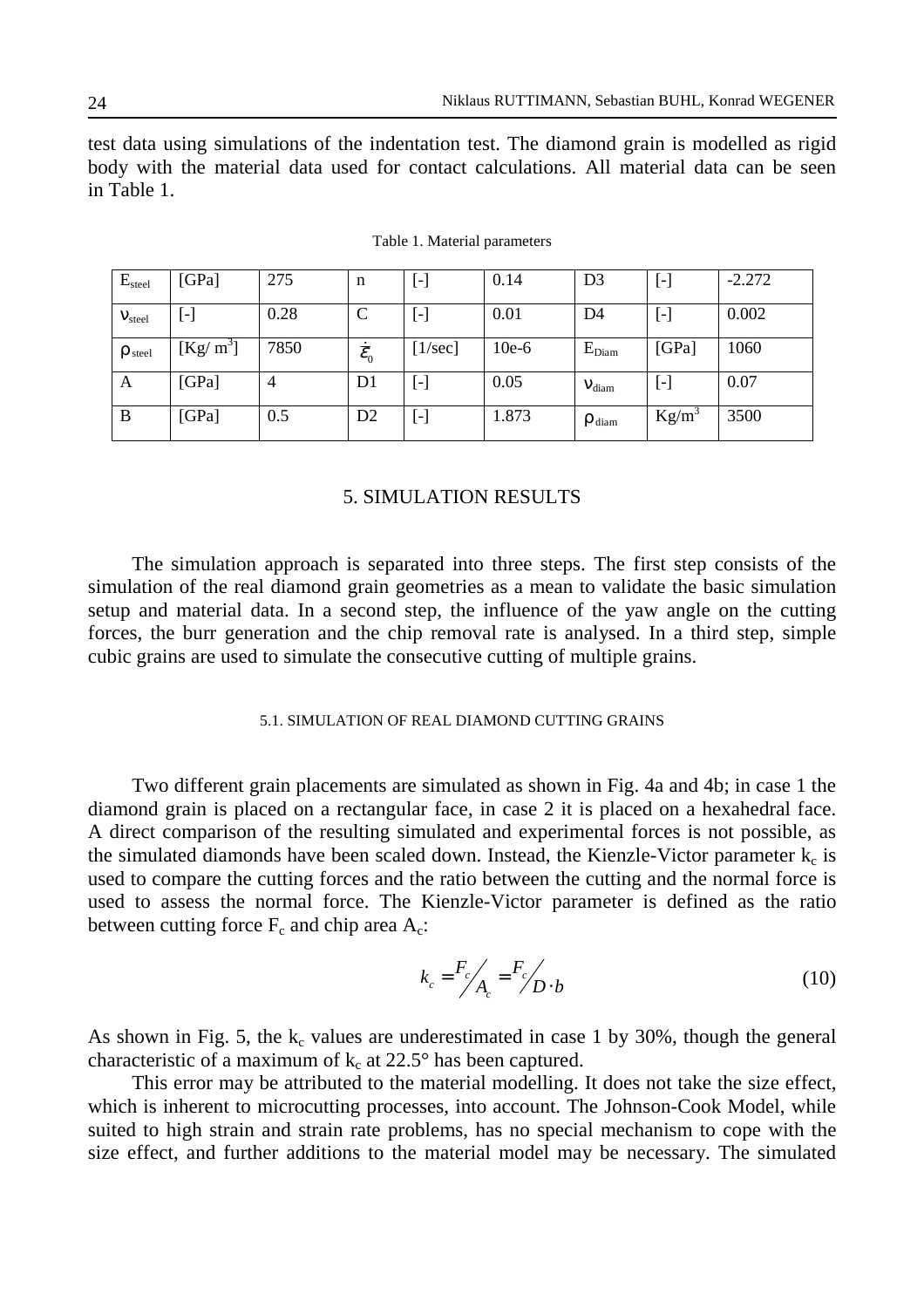test data using simulations of the indentation test. The diamond grain is modelled as rigid body with the material data used for contact calculations. All material data can be seen in Table 1.

Table 1. Material parameters

| $E_{steel}$ | [GPa] | 275 | n | [-] | 0.14 | D3 | [-] | -2.272 |
|---|---|---|---|---|---|---|---|---|
| $\nu_{steel}$ | [-] | 0.28 | C | [-] | 0.01 | D4 | [-] | 0.002 |
| $\rho_{steel}$ | [Kg/ m$^3$] | 7850 | $\dot{\varepsilon}_0$ | [1/sec] | 10e-6 | $E_{Diam}$ | [GPa] | 1060 |
| A | [GPa] | 4 | D1 | [-] | 0.05 | $\nu_{diam}$ | [-] | 0.07 |
| B | [GPa] | 0.5 | D2 | [-] | 1.873 | $\rho_{diam}$ | Kg/m$^3$ | 3500 |

## 5. SIMULATION RESULTS

The simulation approach is separated into three steps. The first step consists of the simulation of the real diamond grain geometries as a mean to validate the basic simulation setup and material data. In a second step, the influence of the yaw angle on the cutting forces, the burr generation and the chip removal rate is analysed. In a third step, simple cubic grains are used to simulate the consecutive cutting of multiple grains.

### 5.1. SIMULATION OF REAL DIAMOND CUTTING GRAINS

Two different grain placements are simulated as shown in Fig. 4a and 4b; in case 1 the diamond grain is placed on a rectangular face, in case 2 it is placed on a hexahedral face. A direct comparison of the resulting simulated and experimental forces is not possible, as the simulated diamonds have been scaled down. Instead, the Kienzle-Victor parameter $k_c$ is used to compare the cutting forces and the ratio between the cutting and the normal force is used to assess the normal force. The Kienzle-Victor parameter is defined as the ratio between cutting force $F_c$ and chip area $A_c$:

$$k_c = F_c / A_c = F_c / D \cdot b \tag{10}$$

As shown in Fig. 5, the $k_c$ values are underestimated in case 1 by 30%, though the general characteristic of a maximum of $k_c$ at 22.5° has been captured.

This error may be attributed to the material modelling. It does not take the size effect, which is inherent to microcutting processes, into account. The Johnson-Cook Model, while suited to high strain and strain rate problems, has no special mechanism to cope with the size effect, and further additions to the material model may be necessary. The simulated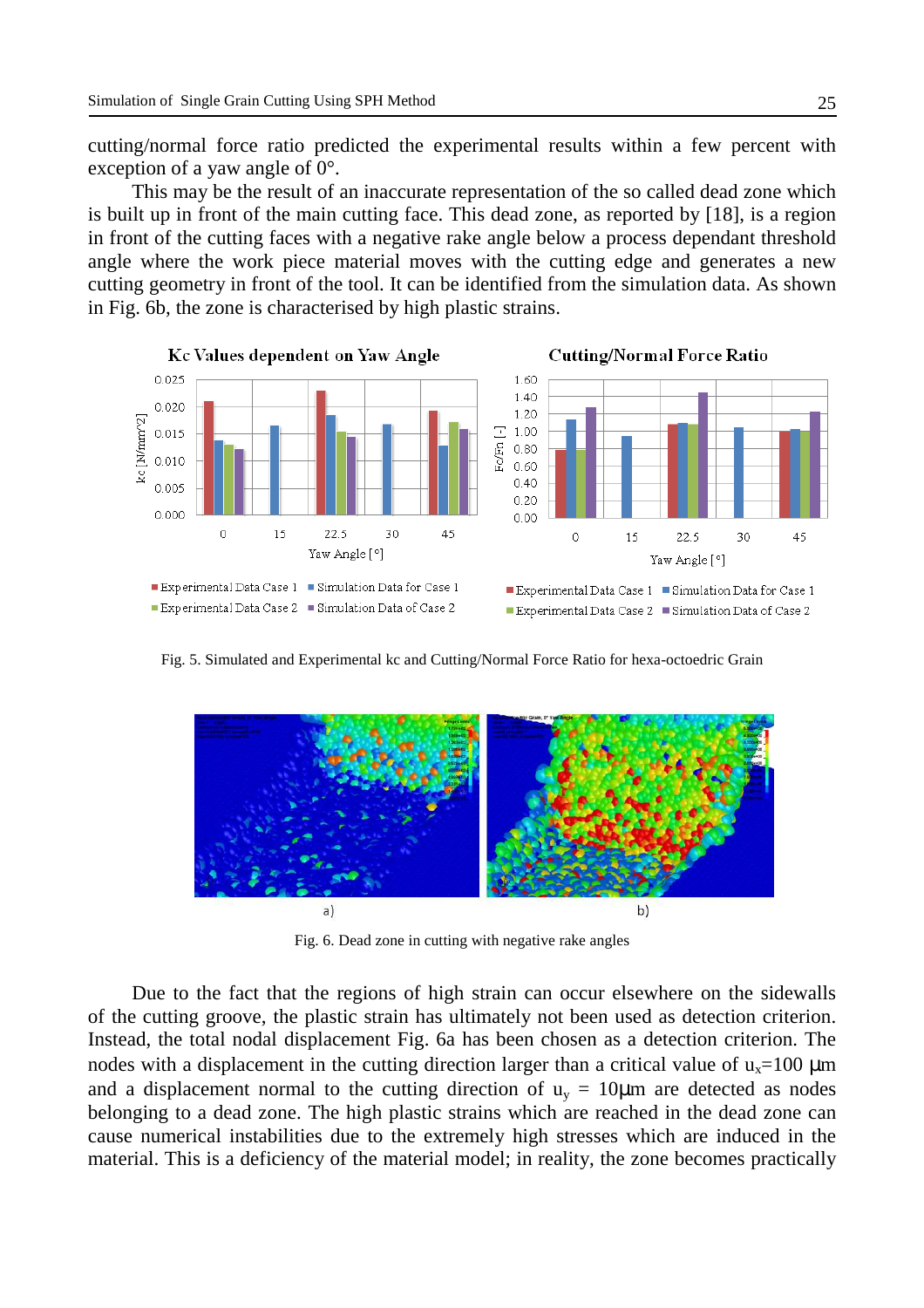cutting/normal force ratio predicted the experimental results within a few percent with exception of a yaw angle of 0°.

This may be the result of an inaccurate representation of the so called dead zone which is built up in front of the main cutting face. This dead zone, as reported by [18], is a region in front of the cutting faces with a negative rake angle below a process dependant threshold angle where the work piece material moves with the cutting edge and generates a new cutting geometry in front of the tool. It can be identified from the simulation data. As shown in Fig. 6b, the zone is characterised by high plastic strains.

Fig. 5. Simulated and Experimental kc and Cutting/Normal Force Ratio for hexa-octoedric Grain

Fig. 6. Dead zone in cutting with negative rake angles

Due to the fact that the regions of high strain can occur elsewhere on the sidewalls of the cutting groove, the plastic strain has ultimately not been used as detection criterion. Instead, the total nodal displacement Fig. 6a has been chosen as a detection criterion. The nodes with a displacement in the cutting direction larger than a critical value of $u_x$=100 μm and a displacement normal to the cutting direction of $u_y$ = 10μm are detected as nodes belonging to a dead zone. The high plastic strains which are reached in the dead zone can cause numerical instabilities due to the extremely high stresses which are induced in the material. This is a deficiency of the material model; in reality, the zone becomes practically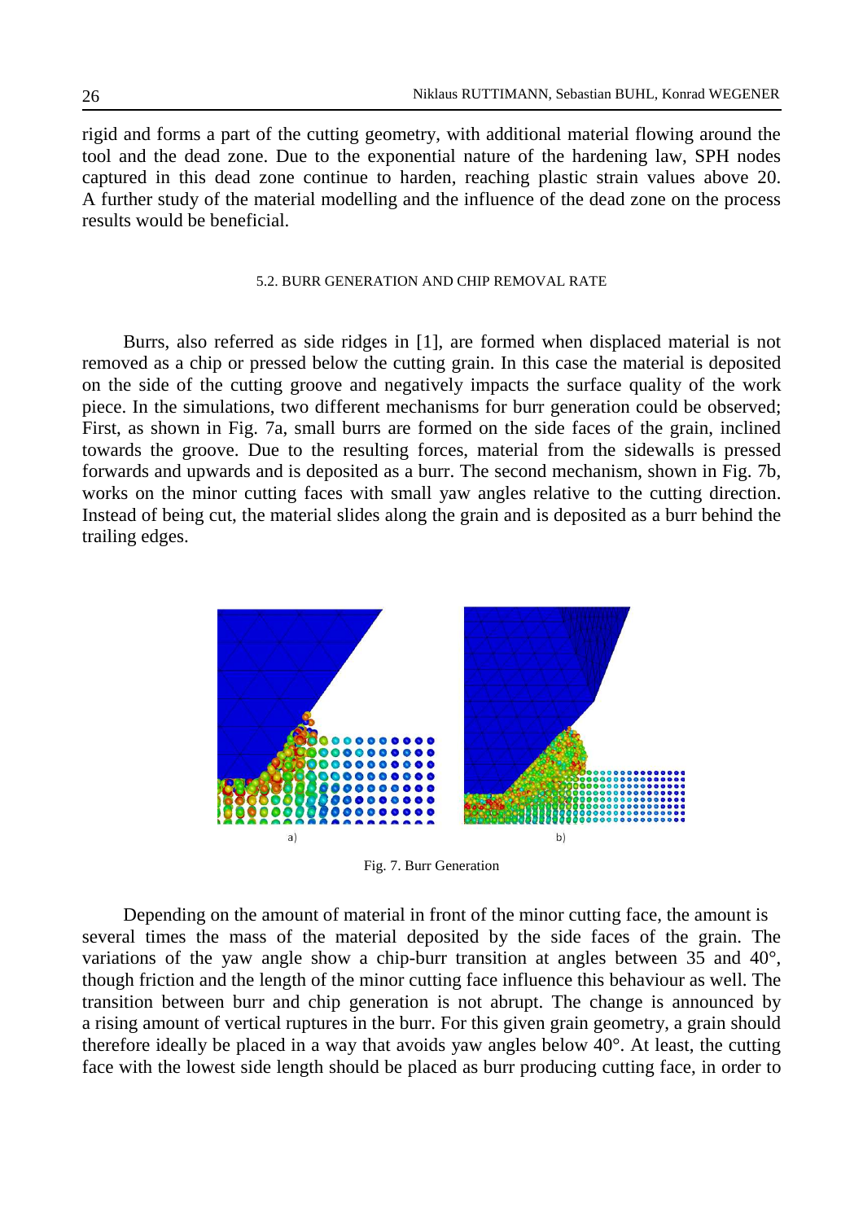rigid and forms a part of the cutting geometry, with additional material flowing around the tool and the dead zone. Due to the exponential nature of the hardening law, SPH nodes captured in this dead zone continue to harden, reaching plastic strain values above 20. A further study of the material modelling and the influence of the dead zone on the process results would be beneficial.

### 5.2. BURR GENERATION AND CHIP REMOVAL RATE

Burrs, also referred as side ridges in [1], are formed when displaced material is not removed as a chip or pressed below the cutting grain. In this case the material is deposited on the side of the cutting groove and negatively impacts the surface quality of the work piece. In the simulations, two different mechanisms for burr generation could be observed; First, as shown in Fig. 7a, small burrs are formed on the side faces of the grain, inclined towards the groove. Due to the resulting forces, material from the sidewalls is pressed forwards and upwards and is deposited as a burr. The second mechanism, shown in Fig. 7b, works on the minor cutting faces with small yaw angles relative to the cutting direction. Instead of being cut, the material slides along the grain and is deposited as a burr behind the trailing edges.

a) b)

Fig. 7. Burr Generation

Depending on the amount of material in front of the minor cutting face, the amount is several times the mass of the material deposited by the side faces of the grain. The variations of the yaw angle show a chip-burr transition at angles between 35 and 40°, though friction and the length of the minor cutting face influence this behaviour as well. The transition between burr and chip generation is not abrupt. The change is announced by a rising amount of vertical ruptures in the burr. For this given grain geometry, a grain should therefore ideally be placed in a way that avoids yaw angles below 40°. At least, the cutting face with the lowest side length should be placed as burr producing cutting face, in order to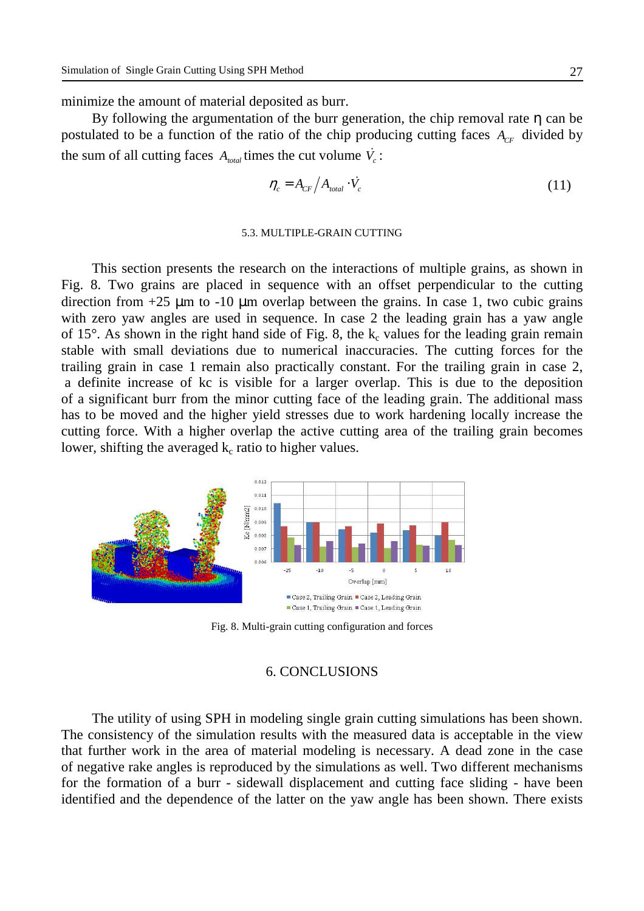minimize the amount of material deposited as burr.

By following the argumentation of the burr generation, the chip removal rate η can be postulated to be a function of the ratio of the chip producing cutting faces $A_{CF}$ divided by the sum of all cutting faces $A_{total}$ times the cut volume $\dot{V}_c$:

$$\eta_c = A_{CF} / A_{total} \cdot \dot{V}_c \tag{11}$$

### 5.3. MULTIPLE-GRAIN CUTTING

This section presents the research on the interactions of multiple grains, as shown in Fig. 8. Two grains are placed in sequence with an offset perpendicular to the cutting direction from +25 μm to -10 μm overlap between the grains. In case 1, two cubic grains with zero yaw angles are used in sequence. In case 2 the leading grain has a yaw angle of 15°. As shown in the right hand side of Fig. 8, the $k_c$ values for the leading grain remain stable with small deviations due to numerical inaccuracies. The cutting forces for the trailing grain in case 1 remain also practically constant. For the trailing grain in case 2, a definite increase of kc is visible for a larger overlap. This is due to the deposition of a significant burr from the minor cutting face of the leading grain. The additional mass has to be moved and the higher yield stresses due to work hardening locally increase the cutting force. With a higher overlap the active cutting area of the trailing grain becomes lower, shifting the averaged $k_c$ ratio to higher values.

Fig. 8. Multi-grain cutting configuration and forces

## 6. CONCLUSIONS

The utility of using SPH in modeling single grain cutting simulations has been shown. The consistency of the simulation results with the measured data is acceptable in the view that further work in the area of material modeling is necessary. A dead zone in the case of negative rake angles is reproduced by the simulations as well. Two different mechanisms for the formation of a burr - sidewall displacement and cutting face sliding - have been identified and the dependence of the latter on the yaw angle has been shown. There exists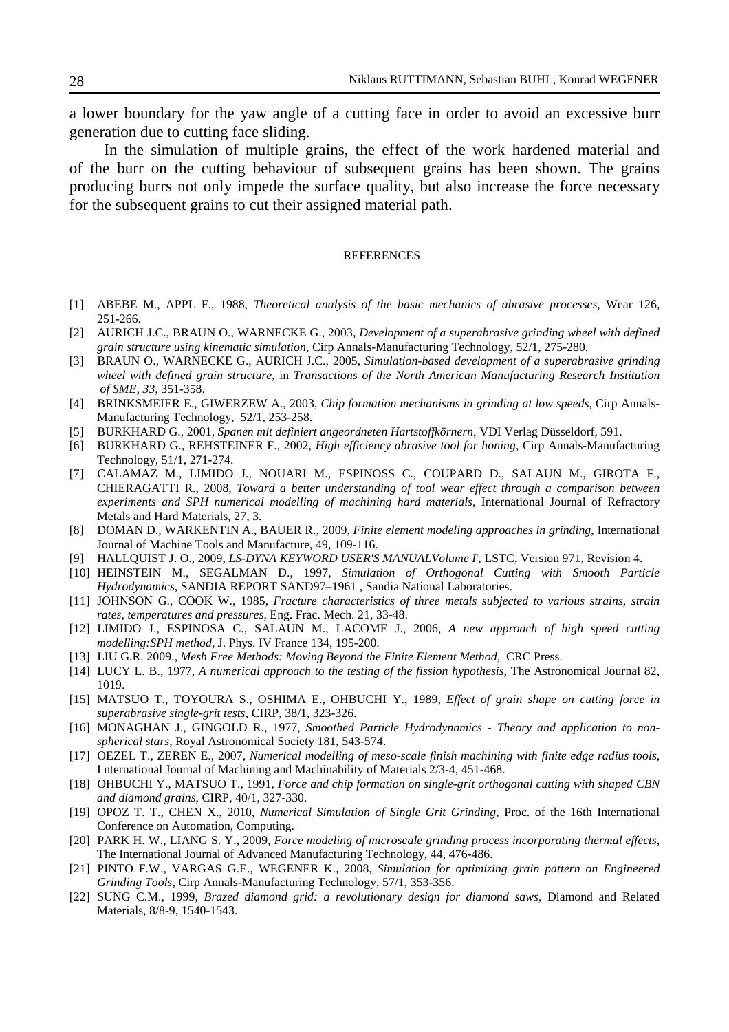a lower boundary for the yaw angle of a cutting face in order to avoid an excessive burr generation due to cutting face sliding.

In the simulation of multiple grains, the effect of the work hardened material and of the burr on the cutting behaviour of subsequent grains has been shown. The grains producing burrs not only impede the surface quality, but also increase the force necessary for the subsequent grains to cut their assigned material path.

## REFERENCES

[1] ABEBE M., APPL F., 1988, *Theoretical analysis of the basic mechanics of abrasive processes*, Wear 126, 251-266.

[2] AURICH J.C., BRAUN O., WARNECKE G., 2003, *Development of a superabrasive grinding wheel with defined grain structure using kinematic simulation*, Cirp Annals-Manufacturing Technology, 52/1, 275-280.

[3] BRAUN O., WARNECKE G., AURICH J.C., 2005, *Simulation-based development of a superabrasive grinding wheel with defined grain structure*, in *Transactions of the North American Manufacturing Research Institution of SME, 33*, 351-358.

[4] BRINKSMEIER E., GIWERZEW A., 2003, *Chip formation mechanisms in grinding at low speeds*, Cirp Annals-Manufacturing Technology, 52/1, 253-258.

[5] BURKHARD G., 2001, *Spanen mit definiert angeordneten Hartstoffkörnern*, VDI Verlag Düsseldorf, 591.

[6] BURKHARD G., REHSTEINER F., 2002, *High efficiency abrasive tool for honing*, Cirp Annals-Manufacturing Technology, 51/1, 271-274.

[7] CALAMAZ M., LIMIDO J., NOUARI M., ESPINOSS C., COUPARD D., SALAUN M., GIROTA F., CHIERAGATTI R., 2008, *Toward a better understanding of tool wear effect through a comparison between experiments and SPH numerical modelling of machining hard materials*, International Journal of Refractory Metals and Hard Materials, 27, 3.

[8] DOMAN D., WARKENTIN A., BAUER R., 2009, *Finite element modeling approaches in grinding*, International Journal of Machine Tools and Manufacture, 49, 109-116.

[9] HALLQUIST J. O., 2009, *LS-DYNA KEYWORD USER'S MANUALVolume I'*, LSTC, Version 971, Revision 4.

[10] HEINSTEIN M., SEGALMAN D., 1997, *Simulation of Orthogonal Cutting with Smooth Particle Hydrodynamics*, SANDIA REPORT SAND97–1961 , Sandia National Laboratories.

[11] JOHNSON G., COOK W., 1985, *Fracture characteristics of three metals subjected to various strains, strain rates, temperatures and pressures*, Eng. Frac. Mech. 21, 33-48.

[12] LIMIDO J., ESPINOSA C., SALAUN M., LACOME J., 2006, *A new approach of high speed cutting modelling:SPH method*, J. Phys. IV France 134, 195-200.

[13] LIU G.R. 2009., *Mesh Free Methods: Moving Beyond the Finite Element Method,* CRC Press.

[14] LUCY L. B., 1977, *A numerical approach to the testing of the fission hypothesis*, The Astronomical Journal 82, 1019.

[15] MATSUO T., TOYOURA S., OSHIMA E., OHBUCHI Y., 1989, *Effect of grain shape on cutting force in superabrasive single-grit tests*, CIRP, 38/1, 323-326.

[16] MONAGHAN J., GINGOLD R., 1977, *Smoothed Particle Hydrodynamics - Theory and application to non-spherical stars*, Royal Astronomical Society 181, 543-574.

[17] OEZEL T., ZEREN E., 2007, *Numerical modelling of meso-scale finish machining with finite edge radius tools*, I nternational Journal of Machining and Machinability of Materials 2/3-4, 451-468.

[18] OHBUCHI Y., MATSUO T., 1991, *Force and chip formation on single-grit orthogonal cutting with shaped CBN and diamond grains*, CIRP, 40/1, 327-330.

[19] OPOZ T. T., CHEN X., 2010, *Numerical Simulation of Single Grit Grinding*, Proc. of the 16th International Conference on Automation, Computing.

[20] PARK H. W., LIANG S. Y., 2009, *Force modeling of microscale grinding process incorporating thermal effects*, The International Journal of Advanced Manufacturing Technology, 44, 476-486.

[21] PINTO F.W., VARGAS G.E., WEGENER K., 2008, *Simulation for optimizing grain pattern on Engineered Grinding Tools*, Cirp Annals-Manufacturing Technology, 57/1, 353-356.

[22] SUNG C.M., 1999, *Brazed diamond grid: a revolutionary design for diamond saws*, Diamond and Related Materials, 8/8-9, 1540-1543.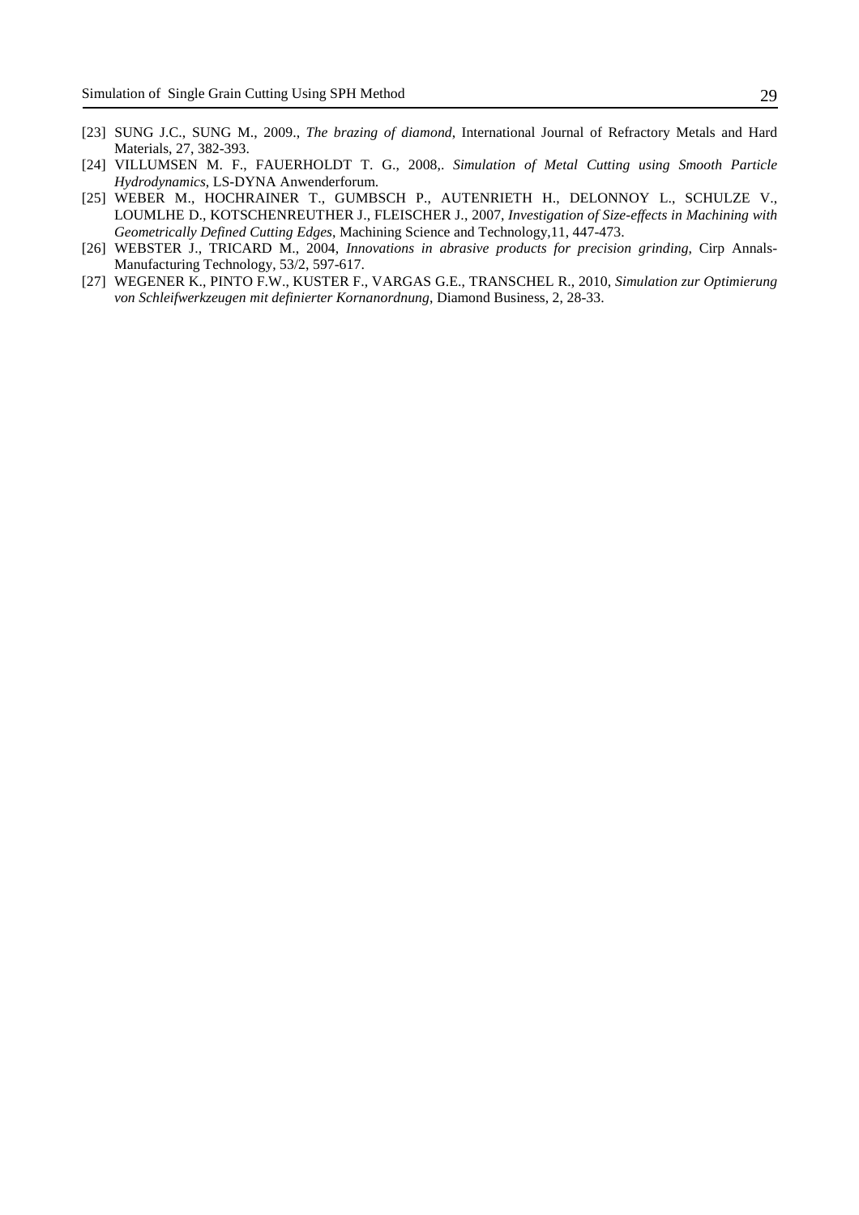[23] SUNG J.C., SUNG M., 2009., *The brazing of diamond*, International Journal of Refractory Metals and Hard Materials, 27, 382-393.

[24] VILLUMSEN M. F., FAUERHOLDT T. G., 2008,. *Simulation of Metal Cutting using Smooth Particle Hydrodynamics*, LS-DYNA Anwenderforum.

[25] WEBER M., HOCHRAINER T., GUMBSCH P., AUTENRIETH H., DELONNOY L., SCHULZE V., LOUMLHE D., KOTSCHENREUTHER J., FLEISCHER J., 2007, *Investigation of Size-effects in Machining with Geometrically Defined Cutting Edges*, Machining Science and Technology,11, 447-473.

[26] WEBSTER J., TRICARD M., 2004, *Innovations in abrasive products for precision grinding*, Cirp Annals-Manufacturing Technology, 53/2, 597-617.

[27] WEGENER K., PINTO F.W., KUSTER F., VARGAS G.E., TRANSCHEL R., 2010, *Simulation zur Optimierung von Schleifwerkzeugen mit definierter Kornanordnung*, Diamond Business, 2, 28-33.